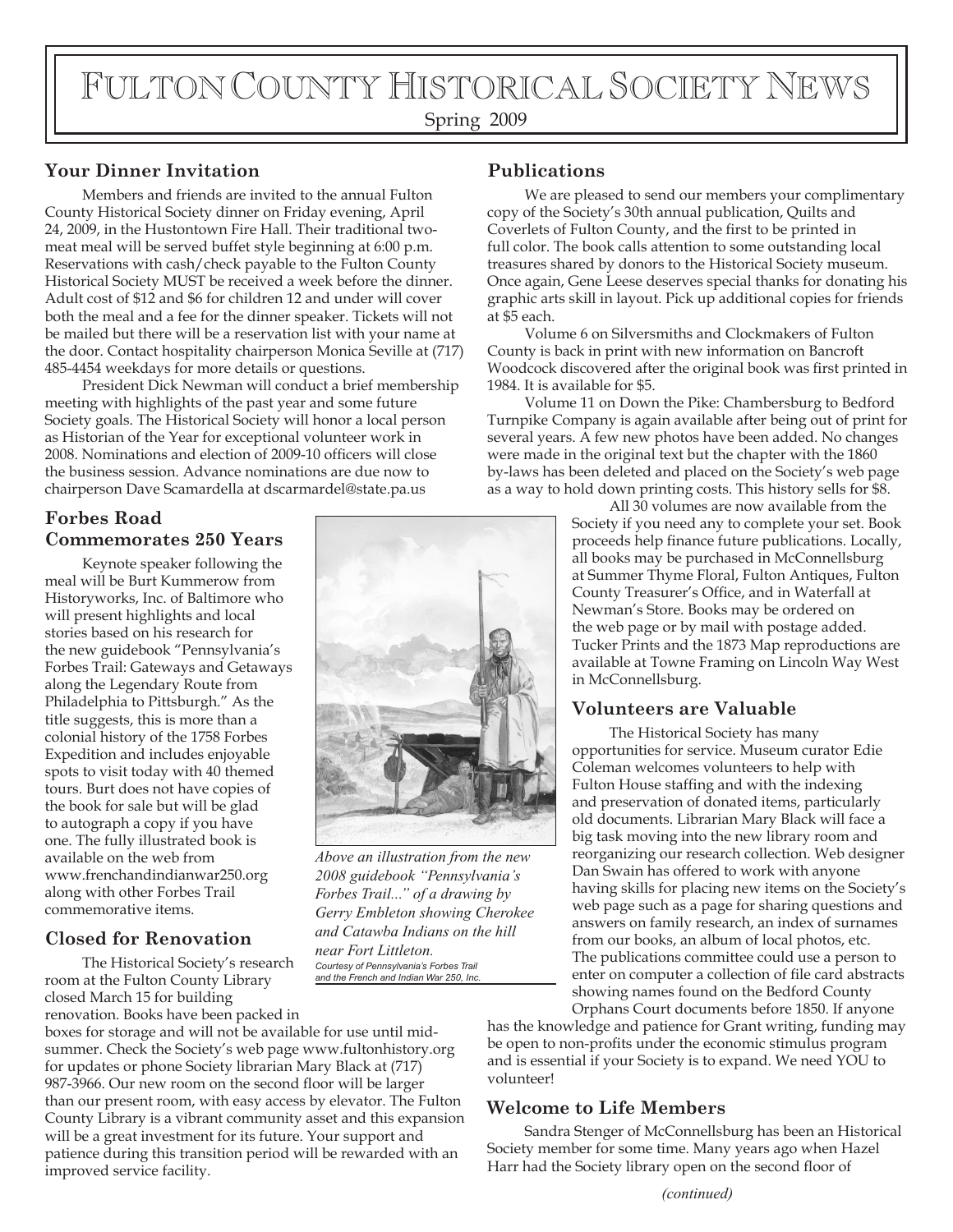# Fulton County Historical Society News

Spring 2009

## Your Dinner Invitation

Members and friends are invited to the annual Fulton County Historical Society dinner on Friday evening, April 24, 2009, in the Hustontown Fire Hall. Their traditional two-meat meal will be served buffet style beginning at 6:00 p.m. Reservations with cash/check payable to the Fulton County Historical Society MUST be received a week before the dinner. Adult cost of $12 and $6 for children 12 and under will cover both the meal and a fee for the dinner speaker. Tickets will not be mailed but there will be a reservation list with your name at the door. Contact hospitality chairperson Monica Seville at (717) 485-4454 weekdays for more details or questions.

President Dick Newman will conduct a brief membership meeting with highlights of the past year and some future Society goals. The Historical Society will honor a local person as Historian of the Year for exceptional volunteer work in 2008. Nominations and election of 2009-10 officers will close the business session. Advance nominations are due now to chairperson Dave Scamardella at dscarmardel@state.pa.us

## Forbes Road Commemorates 250 Years

Keynote speaker following the meal will be Burt Kummerow from Historyworks, Inc. of Baltimore who will present highlights and local stories based on his research for the new guidebook "Pennsylvania's Forbes Trail: Gateways and Getaways along the Legendary Route from Philadelphia to Pittsburgh." As the title suggests, this is more than a colonial history of the 1758 Forbes Expedition and includes enjoyable spots to visit today with 40 themed tours. Burt does not have copies of the book for sale but will be glad to autograph a copy if you have one. The fully illustrated book is available on the web from www.frenchandindianwar250.org along with other Forbes Trail commemorative items.

*Above an illustration from the new 2008 guidebook "Pennsylvania's Forbes Trail..." of a drawing by Gerry Embleton showing Cherokee and Catawba Indians on the hill near Fort Littleton.*

*Courtesy of Pennsylvania's Forbes Trail and the French and Indian War 250, Inc.*

## Closed for Renovation

The Historical Society's research room at the Fulton County Library closed March 15 for building renovation. Books have been packed in boxes for storage and will not be available for use until mid-summer. Check the Society's web page www.fultonhistory.org for updates or phone Society librarian Mary Black at (717) 987-3966. Our new room on the second floor will be larger than our present room, with easy access by elevator. The Fulton County Library is a vibrant community asset and this expansion will be a great investment for its future. Your support and patience during this transition period will be rewarded with an improved service facility.

## Publications

We are pleased to send our members your complimentary copy of the Society's 30th annual publication, Quilts and Coverlets of Fulton County, and the first to be printed in full color. The book calls attention to some outstanding local treasures shared by donors to the Historical Society museum. Once again, Gene Leese deserves special thanks for donating his graphic arts skill in layout. Pick up additional copies for friends at $5 each.

Volume 6 on Silversmiths and Clockmakers of Fulton County is back in print with new information on Bancroft Woodcock discovered after the original book was first printed in 1984. It is available for $5.

Volume 11 on Down the Pike: Chambersburg to Bedford Turnpike Company is again available after being out of print for several years. A few new photos have been added. No changes were made in the original text but the chapter with the 1860 by-laws has been deleted and placed on the Society's web page as a way to hold down printing costs. This history sells for $8.

All 30 volumes are now available from the Society if you need any to complete your set. Book proceeds help finance future publications. Locally, all books may be purchased in McConnellsburg at Summer Thyme Floral, Fulton Antiques, Fulton County Treasurer's Office, and in Waterfall at Newman's Store. Books may be ordered on the web page or by mail with postage added. Tucker Prints and the 1873 Map reproductions are available at Towne Framing on Lincoln Way West in McConnellsburg.

## Volunteers are Valuable

The Historical Society has many opportunities for service. Museum curator Edie Coleman welcomes volunteers to help with Fulton House staffing and with the indexing and preservation of donated items, particularly old documents. Librarian Mary Black will face a big task moving into the new library room and reorganizing our research collection. Web designer Dan Swain has offered to work with anyone having skills for placing new items on the Society's web page such as a page for sharing questions and answers on family research, an index of surnames from our books, an album of local photos, etc. The publications committee could use a person to enter on computer a collection of file card abstracts showing names found on the Bedford County Orphans Court documents before 1850. If anyone has the knowledge and patience for Grant writing, funding may be open to non-profits under the economic stimulus program and is essential if your Society is to expand. We need YOU to volunteer!

## Welcome to Life Members

Sandra Stenger of McConnellsburg has been an Historical Society member for some time. Many years ago when Hazel Harr had the Society library open on the second floor of

*(continued)*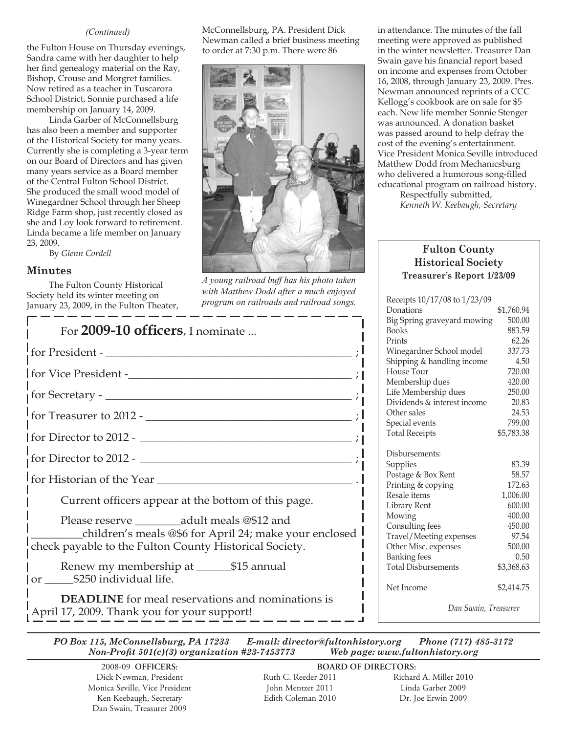*(Continued)*

the Fulton House on Thursday evenings, Sandra came with her daughter to help her find genealogy material on the Ray, Bishop, Crouse and Morgret families. Now retired as a teacher in Tuscarora School District, Sonnie purchased a life membership on January 14, 2009.

Linda Garber of McConnellsburg has also been a member and supporter of the Historical Society for many years. Currently she is completing a 3-year term on our Board of Directors and has given many years service as a Board member of the Central Fulton School District. She produced the small wood model of Winegardner School through her Sheep Ridge Farm shop, just recently closed as she and Loy look forward to retirement. Linda became a life member on January 23, 2009.

By *Glenn Cordell*

## Minutes

The Fulton County Historical Society held its winter meeting on January 23, 2009, in the Fulton Theater, McConnellsburg, PA. President Dick Newman called a brief business meeting to order at 7:30 p.m. There were 86 in attendance. The minutes of the fall meeting were approved as published in the winter newsletter. Treasurer Dan Swain gave his financial report based on income and expenses from October 16, 2008, through January 23, 2009. Pres. Newman announced reprints of a CCC Kellogg's cookbook are on sale for $5 each. New life member Sonnie Stenger was announced. A donation basket was passed around to help defray the cost of the evening's entertainment. Vice President Monica Seville introduced Matthew Dodd from Mechanicsburg who delivered a humorous song-filled educational program on railroad history.

Respectfully submitted,
*Kenneth W. Keebaugh, Secretary*

*A young railroad buff has his photo taken with Matthew Dodd after a much enjoyed program on railroads and railroad songs.*

For **2009-10 officers**, I nominate ...

for President - ____________________________________________ ;

for Vice President -_________________________________________ ;

for Secretary - _____________________________________________ ;

for Treasurer to 2012 - _____________________________________ ;

for Director to 2012 - ______________________________________ ;

for Director to 2012 - ______________________________________ ;

for Historian of the Year ____________________________________ .

Current officers appear at the bottom of this page.

Please reserve ________adult meals @$12 and _________children's meals @$6 for April 24; make your enclosed check payable to the Fulton County Historical Society.

Renew my membership at ______$15 annual or _____$250 individual life.

**DEADLINE** for meal reservations and nominations is April 17, 2009. Thank you for your support!

### Fulton County Historical Society
**Treasurer's Report 1/23/09**

| | |
|---|---|
| Receipts 10/17/08 to 1/23/09 | |
| Donations | $1,760.94 |
| Big Spring graveyard mowing | 500.00 |
| Books | 883.59 |
| Prints | 62.26 |
| Winegardner School model | 337.73 |
| Shipping & handling income | 4.50 |
| House Tour | 720.00 |
| Membership dues | 420.00 |
| Life Membership dues | 250.00 |
| Dividends & interest income | 20.83 |
| Other sales | 24.53 |
| Special events | 799.00 |
| Total Receipts | $5,783.38 |
| | |
| Disbursements: | |
| Supplies | 83.39 |
| Postage & Box Rent | 58.57 |
| Printing & copying | 172.63 |
| Resale items | 1,006.00 |
| Library Rent | 600.00 |
| Mowing | 400.00 |
| Consulting fees | 450.00 |
| Travel/Meeting expenses | 97.54 |
| Other Misc. expenses | 500.00 |
| Banking fees | 0.50 |
| Total Disbursements | $3,368.63 |
| | |
| Net Income | $2,414.75 |

*Dan Swain, Treasurer*

***PO Box 115, McConnellsburg, PA 17233 E-mail: director@fultonhistory.org Phone (717) 485-3172***
***Non-Profit 501(c)(3) organization #23-7453773 Web page: www.fultonhistory.org***

2008-09 **OFFICERS:**
Dick Newman, President
Monica Seville, Vice President
Ken Keebaugh, Secretary
Dan Swain, Treasurer 2009

**BOARD OF DIRECTORS:**
Ruth C. Reeder 2011
John Mentzer 2011
Edith Coleman 2010
Richard A. Miller 2010
Linda Garber 2009
Dr. Joe Erwin 2009